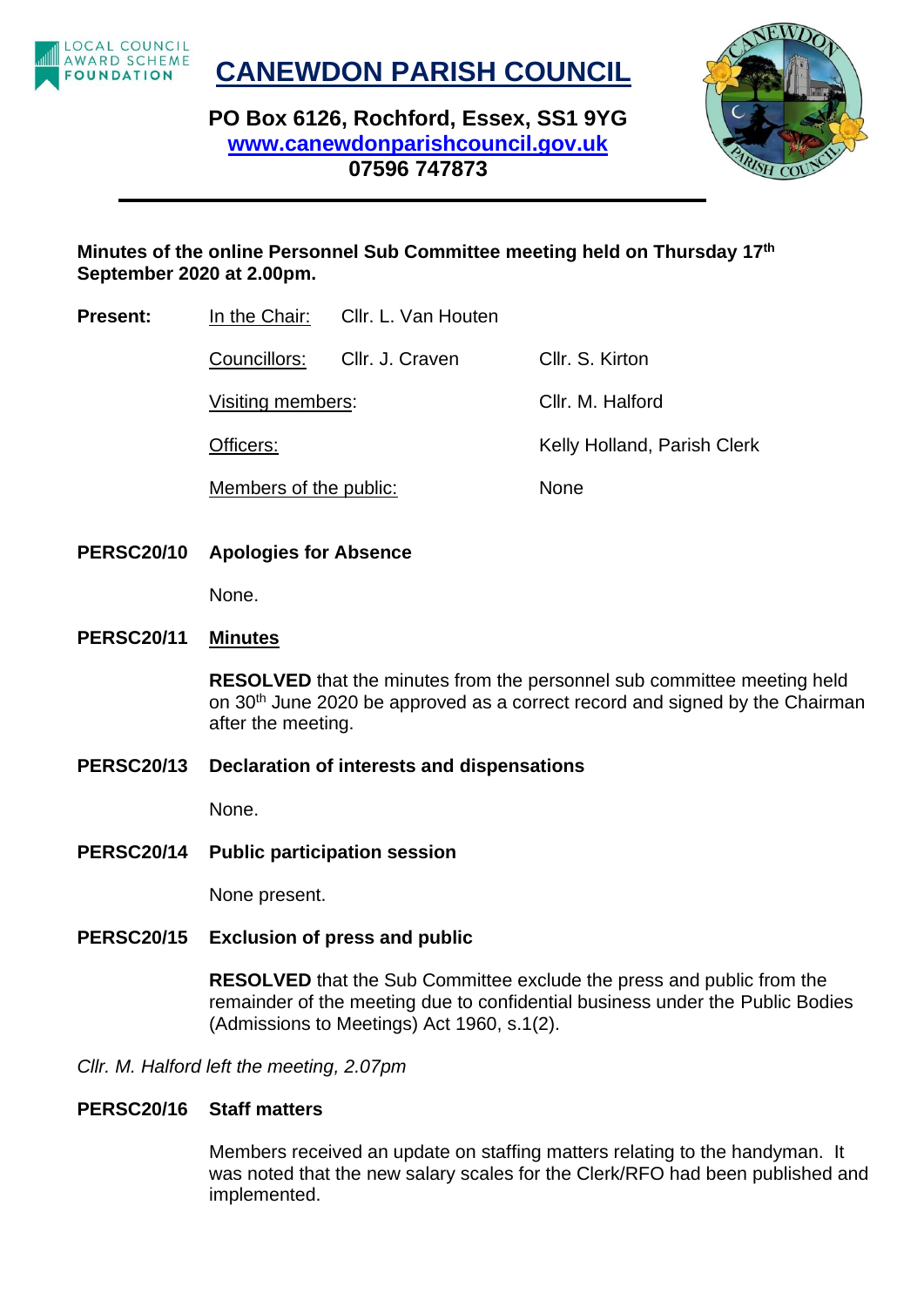# CANEWDON PARISH COUNCIL

**PO Box 6126, Rochford, Essex, SS1 9YG**
**www.canewdonparishcouncil.gov.uk**
**07596 747873**

**Minutes of the online Personnel Sub Committee meeting held on Thursday 17th September 2020 at 2.00pm.**

| **Present:** | In the Chair: | Cllr. L. Van Houten | |
|---|---|---|---|
| | Councillors: | Cllr. J. Craven | Cllr. S. Kirton |
| | Visiting members: | | Cllr. M. Halford |
| | Officers: | | Kelly Holland, Parish Clerk |
| | Members of the public: | | None |

**PERSC20/10 Apologies for Absence**

None.

**PERSC20/11 Minutes**

**RESOLVED** that the minutes from the personnel sub committee meeting held on 30th June 2020 be approved as a correct record and signed by the Chairman after the meeting.

**PERSC20/13 Declaration of interests and dispensations**

None.

**PERSC20/14 Public participation session**

None present.

**PERSC20/15 Exclusion of press and public**

**RESOLVED** that the Sub Committee exclude the press and public from the remainder of the meeting due to confidential business under the Public Bodies (Admissions to Meetings) Act 1960, s.1(2).

*Cllr. M. Halford left the meeting, 2.07pm*

**PERSC20/16 Staff matters**

Members received an update on staffing matters relating to the handyman. It was noted that the new salary scales for the Clerk/RFO had been published and implemented.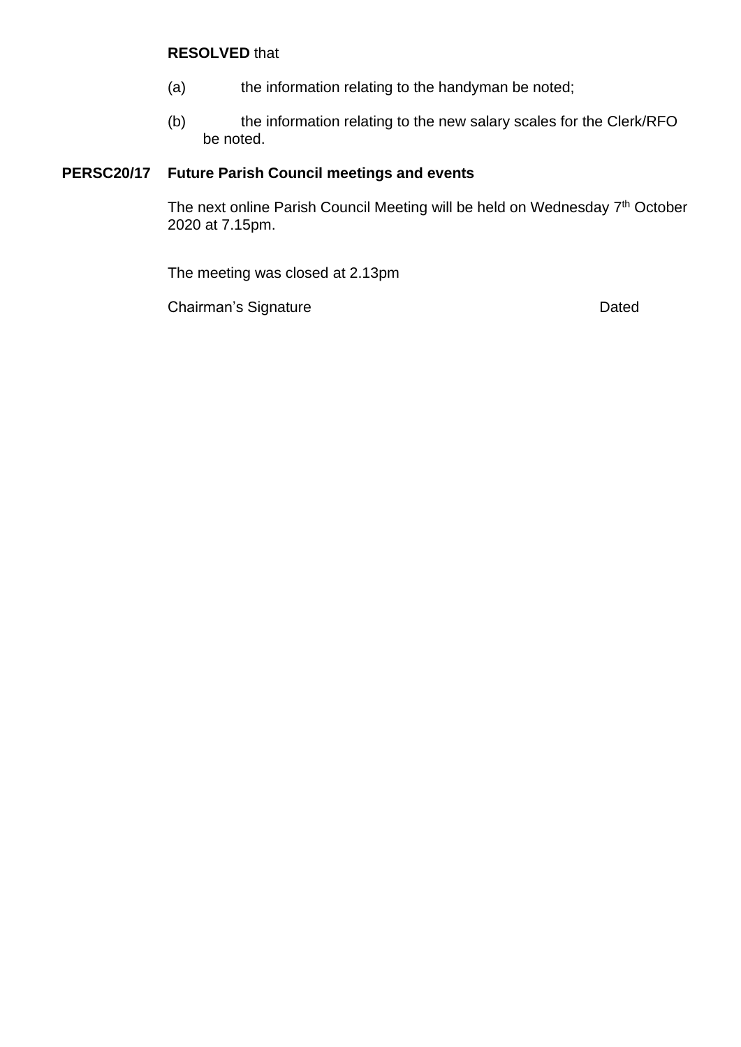**RESOLVED** that

(a) the information relating to the handyman be noted;

(b) the information relating to the new salary scales for the Clerk/RFO be noted.

**PERSC20/17 Future Parish Council meetings and events**

The next online Parish Council Meeting will be held on Wednesday 7th October 2020 at 7.15pm.

The meeting was closed at 2.13pm

Chairman's Signature Dated